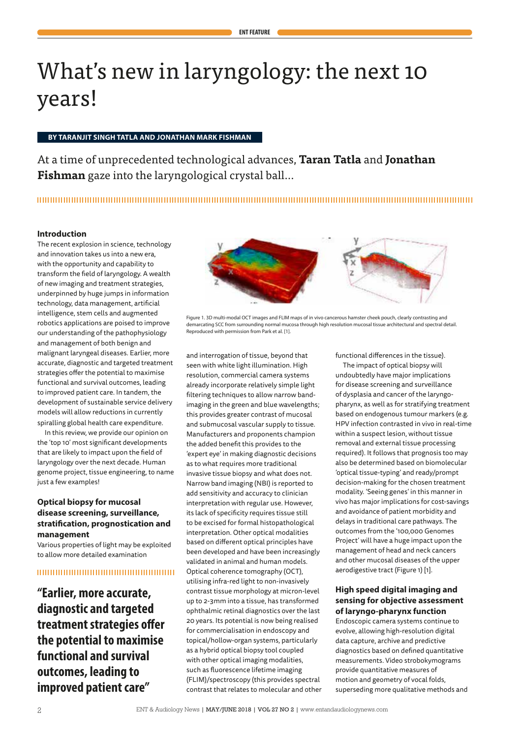# What's new in laryngology: the next 10 years!

**BY TARANJIT SINGH TATLA AND JONATHAN MARK FISHMAN**

At a time of unprecedented technological advances, **Taran Tatla** and **Jonathan Fishman** gaze into the laryngological crystal ball...

## Introduction

The recent explosion in science, technology and innovation takes us into a new era, with the opportunity and capability to transform the field of laryngology. A wealth of new imaging and treatment strategies, underpinned by huge jumps in information technology, data management, artificial intelligence, stem cells and augmented robotics applications are poised to improve our understanding of the pathophysiology and management of both benign and malignant laryngeal diseases. Earlier, more accurate, diagnostic and targeted treatment strategies offer the potential to maximise functional and survival outcomes, leading to improved patient care. In tandem, the development of sustainable service delivery models will allow reductions in currently spiralling global health care expenditure.

In this review, we provide our opinion on the 'top 10' most significant developments that are likely to impact upon the field of laryngology over the next decade. Human genome project, tissue engineering, to name just a few examples!

## Optical biopsy for mucosal disease screening, surveillance, stratification, prognostication and management

Various properties of light may be exploited to allow more detailed examination and interrogation of tissue, beyond that seen with white light illumination. High resolution, commercial camera systems already incorporate relatively simple light filtering techniques to allow narrow band-imaging in the green and blue wavelengths; this provides greater contrast of mucosal and submucosal vascular supply to tissue. Manufacturers and proponents champion the added benefit this provides to the 'expert eye' in making diagnostic decisions as to what requires more traditional invasive tissue biopsy and what does not. Narrow band imaging (NBI) is reported to add sensitivity and accuracy to clinician interpretation with regular use. However, its lack of specificity requires tissue still to be excised for formal histopathological interpretation. Other optical modalities based on different optical principles have been developed and have been increasingly validated in animal and human models. Optical coherence tomography (OCT), utilising infra-red light to non-invasively contrast tissue morphology at micron-level up to 2-3mm into a tissue, has transformed ophthalmic retinal diagnostics over the last 20 years. Its potential is now being realised for commercialisation in endoscopy and topical/hollow-organ systems, particularly as a hybrid optical biopsy tool coupled with other optical imaging modalities, such as fluorescence lifetime imaging (FLIM)/spectroscopy (this provides spectral contrast that relates to molecular and other functional differences in the tissue).

**"Earlier, more accurate, diagnostic and targeted treatment strategies offer the potential to maximise functional and survival outcomes, leading to improved patient care"**

Figure 1. 3D multi-modal OCT images and FLIM maps of in vivo cancerous hamster cheek pouch, clearly contrasting and demarcating SCC from surrounding normal mucosa through high resolution mucosal tissue architectural and spectral detail. Reproduced with permission from Park et al. [1].

The impact of optical biopsy will undoubtedly have major implications for disease screening and surveillance of dysplasia and cancer of the laryngo-pharynx, as well as for stratifying treatment based on endogenous tumour markers (e.g. HPV infection contrasted in vivo in real-time within a suspect lesion, without tissue removal and external tissue processing required). It follows that prognosis too may also be determined based on biomolecular 'optical tissue-typing' and ready/prompt decision-making for the chosen treatment modality. 'Seeing genes' in this manner in vivo has major implications for cost-savings and avoidance of patient morbidity and delays in traditional care pathways. The outcomes from the '100,000 Genomes Project' will have a huge impact upon the management of head and neck cancers and other mucosal diseases of the upper aerodigestive tract (Figure 1) [1].

## High speed digital imaging and sensing for objective assessment of laryngo-pharynx function

Endoscopic camera systems continue to evolve, allowing high-resolution digital data capture, archive and predictive diagnostics based on defined quantitative measurements. Video strobokymograms provide quantitative measures of motion and geometry of vocal folds, superseding more qualitative methods and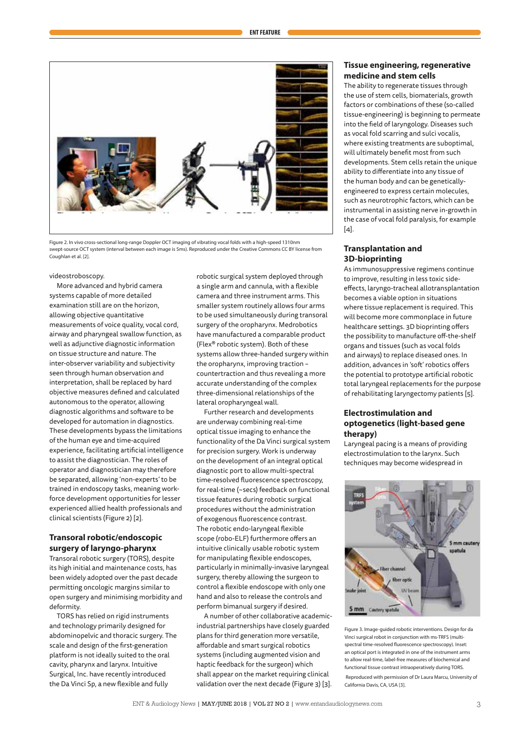Figure 2. In vivo cross-sectional long-range Doppler OCT imaging of vibrating vocal folds with a high-speed 1310nm swept-source OCT system (interval between each image is 5ms). Reproduced under the Creative Commons CC BY license from Coughlan et al. [2].

videostroboscopy.

More advanced and hybrid camera systems capable of more detailed examination still are on the horizon, allowing objective quantitative measurements of voice quality, vocal cord, airway and pharyngeal swallow function, as well as adjunctive diagnostic information on tissue structure and nature. The inter-observer variability and subjectivity seen through human observation and interpretation, shall be replaced by hard objective measures defined and calculated autonomous to the operator, allowing diagnostic algorithms and software to be developed for automation in diagnostics. These developments bypass the limitations of the human eye and time-acquired experience, facilitating artificial intelligence to assist the diagnostician. The roles of operator and diagnostician may therefore be separated, allowing 'non-experts' to be trained in endoscopy tasks, meaning work-force development opportunities for lesser experienced allied health professionals and clinical scientists (Figure 2) [2].

## Transoral robotic/endoscopic surgery of laryngo-pharynx

Transoral robotic surgery (TORS), despite its high initial and maintenance costs, has been widely adopted over the past decade permitting oncologic margins similar to open surgery and minimising morbidity and deformity.

TORS has relied on rigid instruments and technology primarily designed for abdominopelvic and thoracic surgery. The scale and design of the first-generation platform is not ideally suited to the oral cavity, pharynx and larynx. Intuitive Surgical, Inc. have recently introduced the Da Vinci Sp, a new flexible and fully robotic surgical system deployed through a single arm and cannula, with a flexible camera and three instrument arms. This smaller system routinely allows four arms to be used simultaneously during transoral surgery of the oropharynx. Medrobotics have manufactured a comparable product (Flex® robotic system). Both of these systems allow three-handed surgery within the oropharynx, improving traction – countertraction and thus revealing a more accurate understanding of the complex three-dimensional relationships of the lateral oropharyngeal wall.

Further research and developments are underway combining real-time optical tissue imaging to enhance the functionality of the Da Vinci surgical system for precision surgery. Work is underway on the development of an integral optical diagnostic port to allow multi-spectral time-resolved fluorescence spectroscopy, for real-time (~secs) feedback on functional tissue features during robotic surgical procedures without the administration of exogenous fluorescence contrast. The robotic endo-laryngeal flexible scope (robo-ELF) furthermore offers an intuitive clinically usable robotic system for manipulating flexible endoscopes, particularly in minimally-invasive laryngeal surgery, thereby allowing the surgeon to control a flexible endoscope with only one hand and also to release the controls and perform bimanual surgery if desired.

A number of other collaborative academic-industrial partnerships have closely guarded plans for third generation more versatile, affordable and smart surgical robotics systems (including augmented vision and haptic feedback for the surgeon) which shall appear on the market requiring clinical validation over the next decade (Figure 3) [3].

## Tissue engineering, regenerative medicine and stem cells

The ability to regenerate tissues through the use of stem cells, biomaterials, growth factors or combinations of these (so-called tissue-engineering) is beginning to permeate into the field of laryngology. Diseases such as vocal fold scarring and sulci vocalis, where existing treatments are suboptimal, will ultimately benefit most from such developments. Stem cells retain the unique ability to differentiate into any tissue of the human body and can be genetically-engineered to express certain molecules, such as neurotrophic factors, which can be instrumental in assisting nerve in-growth in the case of vocal fold paralysis, for example [4].

## Transplantation and 3D-bioprinting

As immunosuppressive regimens continue to improve, resulting in less toxic side-effects, laryngo-tracheal allotransplantation becomes a viable option in situations where tissue replacement is required. This will become more commonplace in future healthcare settings. 3D bioprinting offers the possibility to manufacture off-the-shelf organs and tissues (such as vocal folds and airways) to replace diseased ones. In addition, advances in 'soft' robotics offers the potential to prototype artificial robotic total laryngeal replacements for the purpose of rehabilitating laryngectomy patients [5].

## Electrostimulation and optogenetics (light-based gene therapy)

Laryngeal pacing is a means of providing electrostimulation to the larynx. Such techniques may become widespread in

Figure 3. Image-guided robotic interventions. Design for da Vinci surgical robot in conjunction with ms-TRFS (multi-spectral time-resolved fluorescence spectroscopy). Inset: an optical port is integrated in one of the instrument arms to allow real-time, label-free measures of biochemical and functional tissue contrast intraoperatively during TORS.

Reproduced with permission of Dr Laura Marcu, University of California Davis, CA, USA [3].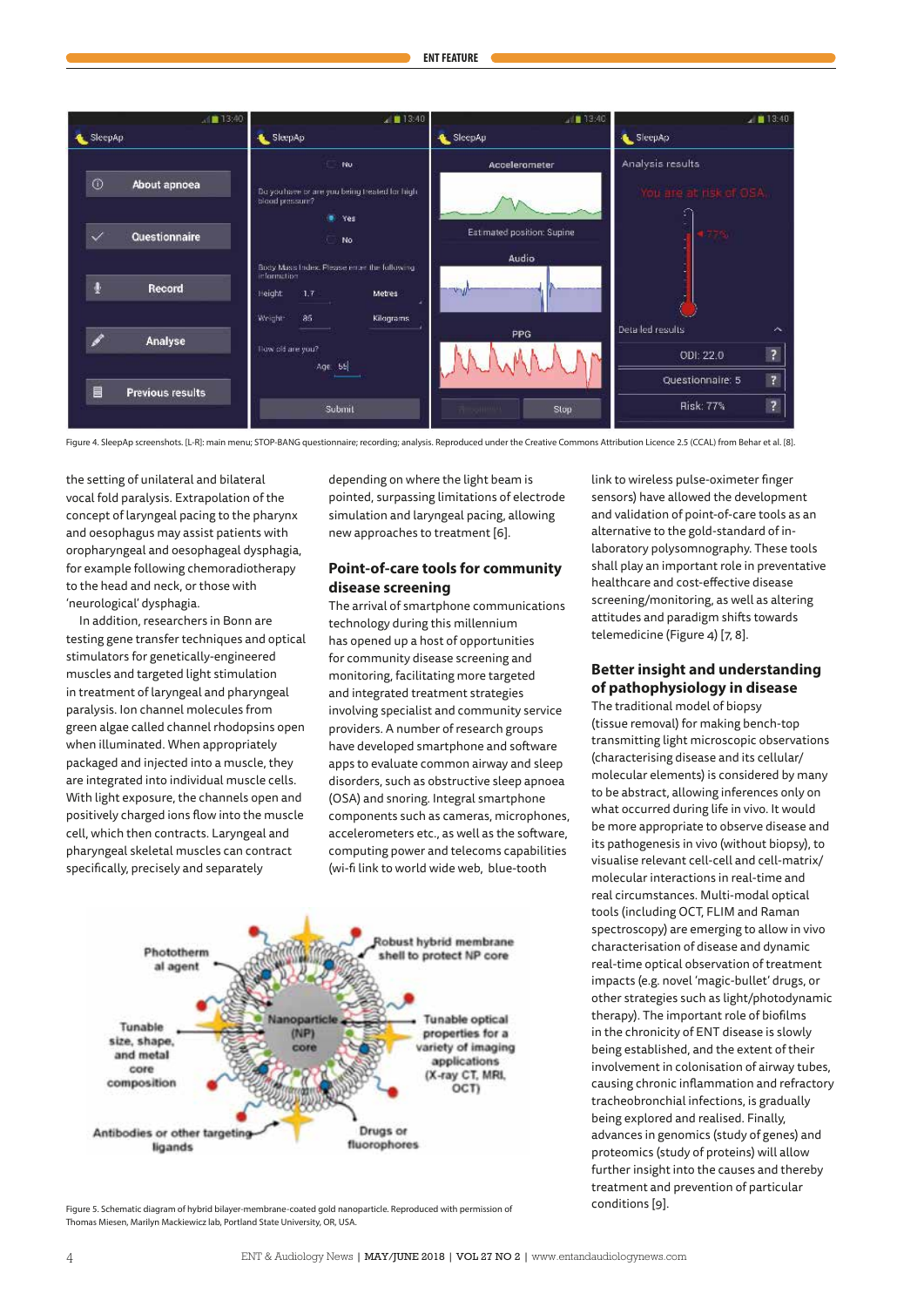Figure 4. SleepAp screenshots. [L-R]: main menu; STOP-BANG questionnaire; recording; analysis. Reproduced under the Creative Commons Attribution Licence 2.5 (CCAL) from Behar et al. [8].

the setting of unilateral and bilateral vocal fold paralysis. Extrapolation of the concept of laryngeal pacing to the pharynx and oesophagus may assist patients with oropharyngeal and oesophageal dysphagia, for example following chemoradiotherapy to the head and neck, or those with 'neurological' dysphagia.

In addition, researchers in Bonn are testing gene transfer techniques and optical stimulators for genetically-engineered muscles and targeted light stimulation in treatment of laryngeal and pharyngeal paralysis. Ion channel molecules from green algae called channel rhodopsins open when illuminated. When appropriately packaged and injected into a muscle, they are integrated into individual muscle cells. With light exposure, the channels open and positively charged ions flow into the muscle cell, which then contracts. Laryngeal and pharyngeal skeletal muscles can contract specifically, precisely and separately depending on where the light beam is pointed, surpassing limitations of electrode simulation and laryngeal pacing, allowing new approaches to treatment [6].

## Point-of-care tools for community disease screening

The arrival of smartphone communications technology during this millennium has opened up a host of opportunities for community disease screening and monitoring, facilitating more targeted and integrated treatment strategies involving specialist and community service providers. A number of research groups have developed smartphone and software apps to evaluate common airway and sleep disorders, such as obstructive sleep apnoea (OSA) and snoring. Integral smartphone components such as cameras, microphones, accelerometers etc., as well as the software, computing power and telecoms capabilities (wi-fi link to world wide web, blue-tooth link to wireless pulse-oximeter finger sensors) have allowed the development and validation of point-of-care tools as an alternative to the gold-standard of in-laboratory polysomnography. These tools shall play an important role in preventative healthcare and cost-effective disease screening/monitoring, as well as altering attitudes and paradigm shifts towards telemedicine (Figure 4) [7, 8].

## Better insight and understanding of pathophysiology in disease

The traditional model of biopsy (tissue removal) for making bench-top transmitting light microscopic observations (characterising disease and its cellular/molecular elements) is considered by many to be abstract, allowing inferences only on what occurred during life in vivo. It would be more appropriate to observe disease and its pathogenesis in vivo (without biopsy), to visualise relevant cell-cell and cell-matrix/molecular interactions in real-time and real circumstances. Multi-modal optical tools (including OCT, FLIM and Raman spectroscopy) are emerging to allow in vivo characterisation of disease and dynamic real-time optical observation of treatment impacts (e.g. novel 'magic-bullet' drugs, or other strategies such as light/photodynamic therapy). The important role of biofilms in the chronicity of ENT disease is slowly being established, and the extent of their involvement in colonisation of airway tubes, causing chronic inflammation and refractory tracheobronchial infections, is gradually being explored and realised. Finally, advances in genomics (study of genes) and proteomics (study of proteins) will allow further insight into the causes and thereby treatment and prevention of particular conditions [9].

Figure 5. Schematic diagram of hybrid bilayer-membrane-coated gold nanoparticle. Reproduced with permission of Thomas Miesen, Marilyn Mackiewicz lab, Portland State University, OR, USA.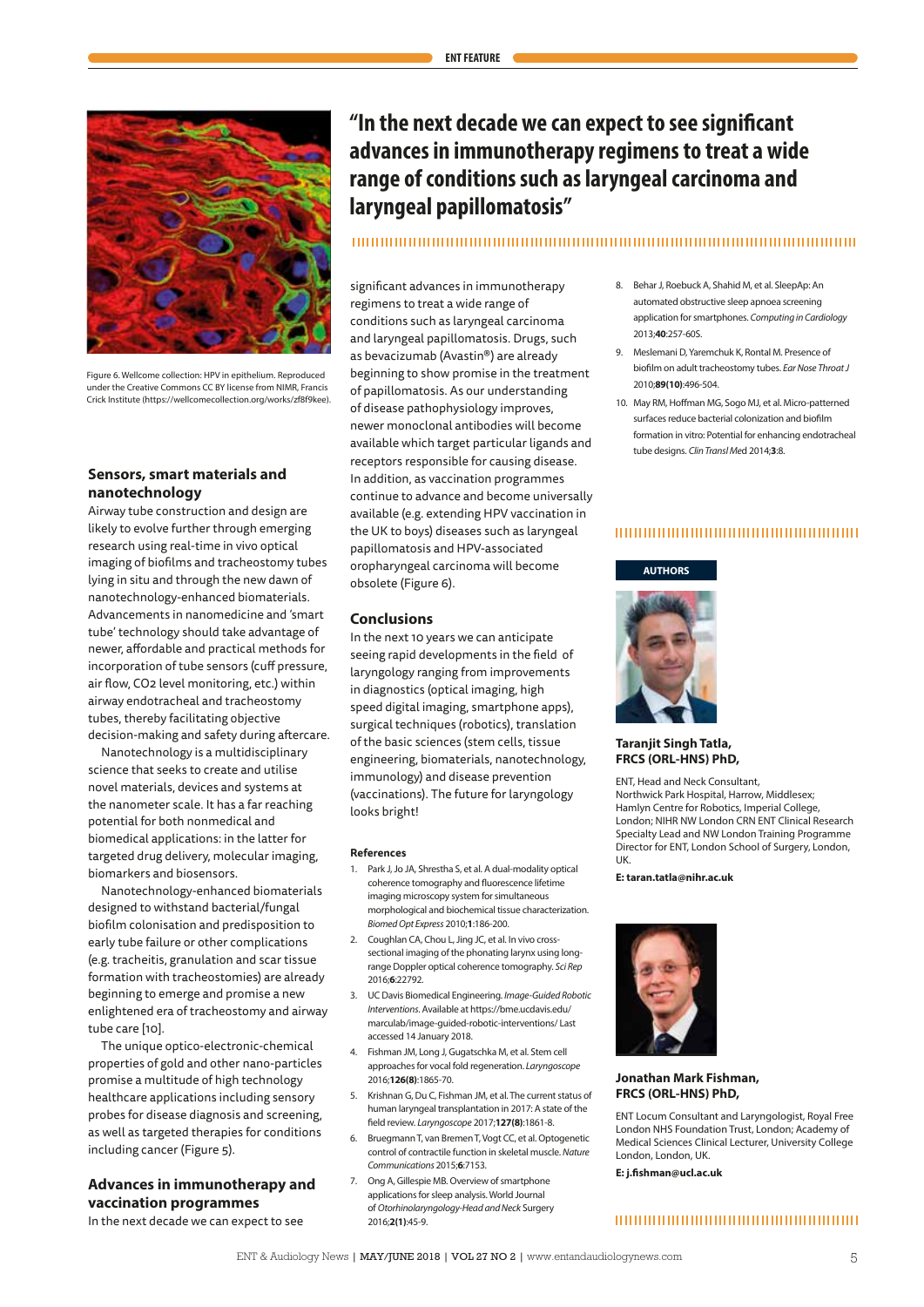Figure 6. Wellcome collection: HPV in epithelium. Reproduced under the Creative Commons CC BY license from NIMR, Francis Crick Institute (https://wellcomecollection.org/works/zf8f9kee).

## Sensors, smart materials and nanotechnology

Airway tube construction and design are likely to evolve further through emerging research using real-time in vivo optical imaging of biofilms and tracheostomy tubes lying in situ and through the new dawn of nanotechnology-enhanced biomaterials. Advancements in nanomedicine and 'smart tube' technology should take advantage of newer, affordable and practical methods for incorporation of tube sensors (cuff pressure, air flow, $CO_2$ level monitoring, etc.) within airway endotracheal and tracheostomy tubes, thereby facilitating objective decision-making and safety during aftercare.

Nanotechnology is a multidisciplinary science that seeks to create and utilise novel materials, devices and systems at the nanometer scale. It has a far reaching potential for both nonmedical and biomedical applications: in the latter for targeted drug delivery, molecular imaging, biomarkers and biosensors.

Nanotechnology-enhanced biomaterials designed to withstand bacterial/fungal biofilm colonisation and predisposition to early tube failure or other complications (e.g. tracheitis, granulation and scar tissue formation with tracheostomies) are already beginning to emerge and promise a new enlightened era of tracheostomy and airway tube care [10].

The unique optico-electronic-chemical properties of gold and other nano-particles promise a multitude of high technology healthcare applications including sensory probes for disease diagnosis and screening, as well as targeted therapies for conditions including cancer (Figure 5).

## Advances in immunotherapy and vaccination programmes

In the next decade we can expect to see significant advances in immunotherapy regimens to treat a wide range of conditions such as laryngeal carcinoma and laryngeal papillomatosis. Drugs, such as bevacizumab (Avastin®) are already beginning to show promise in the treatment of papillomatosis. As our understanding of disease pathophysiology improves, newer monoclonal antibodies will become available which target particular ligands and receptors responsible for causing disease. In addition, as vaccination programmes continue to evolve and become universally available (e.g. extending HPV vaccination in the UK to boys) diseases such as laryngeal papillomatosis and HPV-associated oropharyngeal carcinoma will become obsolete (Figure 6).

> **"In the next decade we can expect to see significant advances in immunotherapy regimens to treat a wide range of conditions such as laryngeal carcinoma and laryngeal papillomatosis"**

## Conclusions

In the next 10 years we can anticipate seeing rapid developments in the field of laryngology ranging from improvements in diagnostics (optical imaging, high speed digital imaging, smartphone apps), surgical techniques (robotics), translation of the basic sciences (stem cells, tissue engineering, biomaterials, nanotechnology, immunology) and disease prevention (vaccinations). The future for laryngology looks bright!

### References

1. Park J, Jo JA, Shrestha S, et al. A dual-modality optical coherence tomography and fluorescence lifetime imaging microscopy system for simultaneous morphological and biochemical tissue characterization. *Biomed Opt Express* 2010;**1**:186-200.
2. Coughlan CA, Chou L, Jing JC, et al. In vivo cross-sectional imaging of the phonating larynx using long-range Doppler optical coherence tomography. *Sci Rep* 2016;**6**:22792.
3. UC Davis Biomedical Engineering. *Image-Guided Robotic Interventions*. Available at https://bme.ucdavis.edu/marculab/image-guided-robotic-interventions/ Last accessed 14 January 2018.
4. Fishman JM, Long J, Gugatschka M, et al. Stem cell approaches for vocal fold regeneration. *Laryngoscope* 2016;**126(8)**:1865-70.
5. Krishnan G, Du C, Fishman JM, et al. The current status of human laryngeal transplantation in 2017: A state of the field review. *Laryngoscope* 2017;**127(8)**:1861-8.
6. Bruegmann T, van Bremen T, Vogt CC, et al. Optogenetic control of contractile function in skeletal muscle. *Nature Communications* 2015;**6**:7153.
7. Ong A, Gillespie MB. Overview of smartphone applications for sleep analysis. World Journal of *Otorhinolaryngology-Head and Neck* Surgery 2016;**2(1)**:45-9.
8. Behar J, Roebuck A, Shahid M, et al. SleepAp: An automated obstructive sleep apnoea screening application for smartphones. *Computing in Cardiology* 2013;**40**:257-60S.
9. Meslemani D, Yaremchuk K, Rontal M. Presence of biofilm on adult tracheostomy tubes. *Ear Nose Throat J* 2010;**89(10)**:496-504.
10. May RM, Hoffman MG, Sogo MJ, et al. Micro-patterned surfaces reduce bacterial colonization and biofilm formation in vitro: Potential for enhancing endotracheal tube designs. *Clin Transl Med* 2014;**3**:8.

### AUTHORS

**Taranjit Singh Tatla, FRCS (ORL-HNS) PhD,**

ENT, Head and Neck Consultant, Northwick Park Hospital, Harrow, Middlesex; Hamlyn Centre for Robotics, Imperial College, London; NIHR NW London CRN ENT Clinical Research Specialty Lead and NW London Training Programme Director for ENT, London School of Surgery, London, UK.

**E: taran.tatla@nihr.ac.uk**

**Jonathan Mark Fishman, FRCS (ORL-HNS) PhD,**

ENT Locum Consultant and Laryngologist, Royal Free London NHS Foundation Trust, London; Academy of Medical Sciences Clinical Lecturer, University College London, London, UK.

**E: j.fishman@ucl.ac.uk**